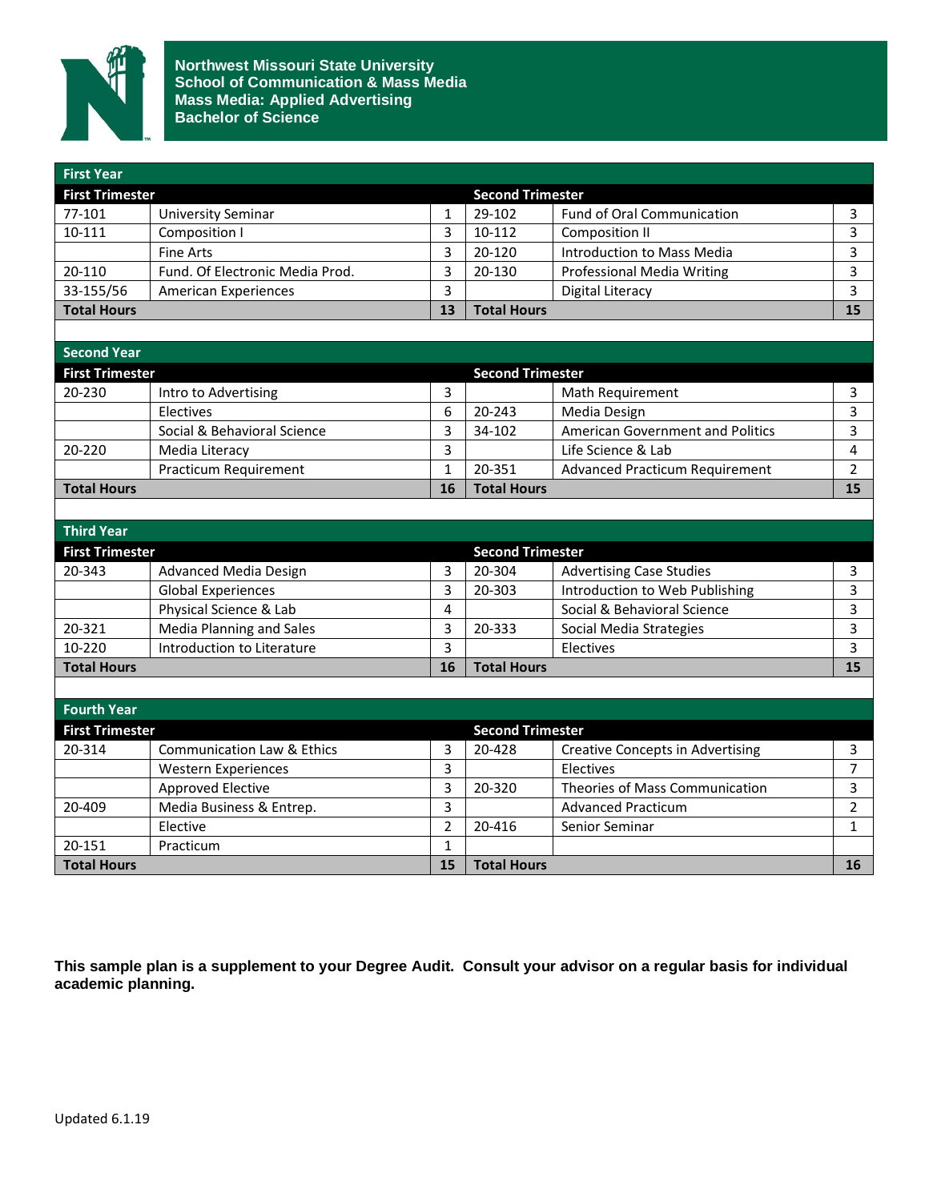# Northwest Missouri State University
## School of Communication & Mass Media
## Mass Media: Applied Advertising
## Bachelor of Science

| First Year | | | | | |
|---|---|---|---|---|---|
| **First Trimester** | | | **Second Trimester** | | |
| 77-101 | University Seminar | 1 | 29-102 | Fund of Oral Communication | 3 |
| 10-111 | Composition I | 3 | 10-112 | Composition II | 3 |
| | Fine Arts | 3 | 20-120 | Introduction to Mass Media | 3 |
| 20-110 | Fund. Of Electronic Media Prod. | 3 | 20-130 | Professional Media Writing | 3 |
| 33-155/56 | American Experiences | 3 | | Digital Literacy | 3 |
| **Total Hours** | | **13** | **Total Hours** | | **15** |

| Second Year | | | | | |
|---|---|---|---|---|---|
| **First Trimester** | | | **Second Trimester** | | |
| 20-230 | Intro to Advertising | 3 | | Math Requirement | 3 |
| | Electives | 6 | 20-243 | Media Design | 3 |
| | Social & Behavioral Science | 3 | 34-102 | American Government and Politics | 3 |
| 20-220 | Media Literacy | 3 | | Life Science & Lab | 4 |
| | Practicum Requirement | 1 | 20-351 | Advanced Practicum Requirement | 2 |
| **Total Hours** | | **16** | **Total Hours** | | **15** |

| Third Year | | | | | |
|---|---|---|---|---|---|
| **First Trimester** | | | **Second Trimester** | | |
| 20-343 | Advanced Media Design | 3 | 20-304 | Advertising Case Studies | 3 |
| | Global Experiences | 3 | 20-303 | Introduction to Web Publishing | 3 |
| | Physical Science & Lab | 4 | | Social & Behavioral Science | 3 |
| 20-321 | Media Planning and Sales | 3 | 20-333 | Social Media Strategies | 3 |
| 10-220 | Introduction to Literature | 3 | | Electives | 3 |
| **Total Hours** | | **16** | **Total Hours** | | **15** |

| Fourth Year | | | | | |
|---|---|---|---|---|---|
| **First Trimester** | | | **Second Trimester** | | |
| 20-314 | Communication Law & Ethics | 3 | 20-428 | Creative Concepts in Advertising | 3 |
| | Western Experiences | 3 | | Electives | 7 |
| | Approved Elective | 3 | 20-320 | Theories of Mass Communication | 3 |
| 20-409 | Media Business & Entrep. | 3 | | Advanced Practicum | 2 |
| | Elective | 2 | 20-416 | Senior Seminar | 1 |
| 20-151 | Practicum | 1 | | | |
| **Total Hours** | | **15** | **Total Hours** | | **16** |

**This sample plan is a supplement to your Degree Audit. Consult your advisor on a regular basis for individual academic planning.**

Updated 6.1.19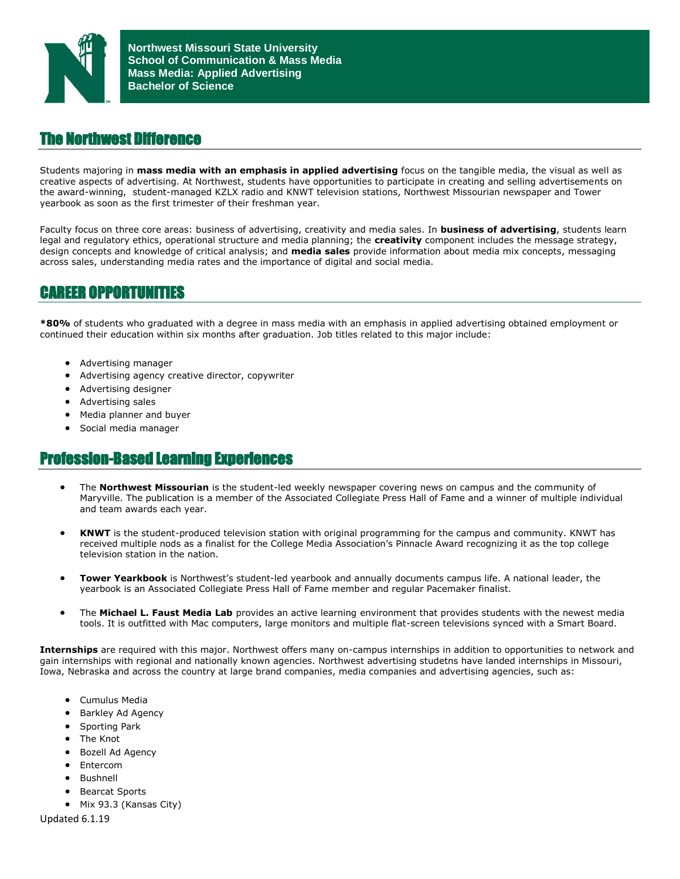**Northwest Missouri State University**
**School of Communication & Mass Media**
**Mass Media: Applied Advertising**
**Bachelor of Science**

## The Northwest Difference

Students majoring in **mass media with an emphasis in applied advertising** focus on the tangible media, the visual as well as creative aspects of advertising. At Northwest, students have opportunities to participate in creating and selling advertisements on the award-winning, student-managed KZLX radio and KNWT television stations, Northwest Missourian newspaper and Tower yearbook as soon as the first trimester of their freshman year.

Faculty focus on three core areas: business of advertising, creativity and media sales. In **business of advertising**, students learn legal and regulatory ethics, operational structure and media planning; the **creativity** component includes the message strategy, design concepts and knowledge of critical analysis; and **media sales** provide information about media mix concepts, messaging across sales, understanding media rates and the importance of digital and social media.

## CAREER OPPORTUNITIES

**\*80%** of students who graduated with a degree in mass media with an emphasis in applied advertising obtained employment or continued their education within six months after graduation. Job titles related to this major include:

- Advertising manager
- Advertising agency creative director, copywriter
- Advertising designer
- Advertising sales
- Media planner and buyer
- Social media manager

## Profession-Based Learning Experiences

- The **Northwest Missourian** is the student-led weekly newspaper covering news on campus and the community of Maryville. The publication is a member of the Associated Collegiate Press Hall of Fame and a winner of multiple individual and team awards each year.
- **KNWT** is the student-produced television station with original programming for the campus and community. KNWT has received multiple nods as a finalist for the College Media Association's Pinnacle Award recognizing it as the top college television station in the nation.
- **Tower Yearbook** is Northwest's student-led yearbook and annually documents campus life. A national leader, the yearbook is an Associated Collegiate Press Hall of Fame member and regular Pacemaker finalist.
- The **Michael L. Faust Media Lab** provides an active learning environment that provides students with the newest media tools. It is outfitted with Mac computers, large monitors and multiple flat-screen televisions synced with a Smart Board.

**Internships** are required with this major. Northwest offers many on-campus internships in addition to opportunities to network and gain internships with regional and nationally known agencies. Northwest advertising studetns have landed internships in Missouri, Iowa, Nebraska and across the country at large brand companies, media companies and advertising agencies, such as:

- Cumulus Media
- Barkley Ad Agency
- Sporting Park
- The Knot
- Bozell Ad Agency
- Entercom
- Bushnell
- Bearcat Sports
- Mix 93.3 (Kansas City)

Updated 6.1.19